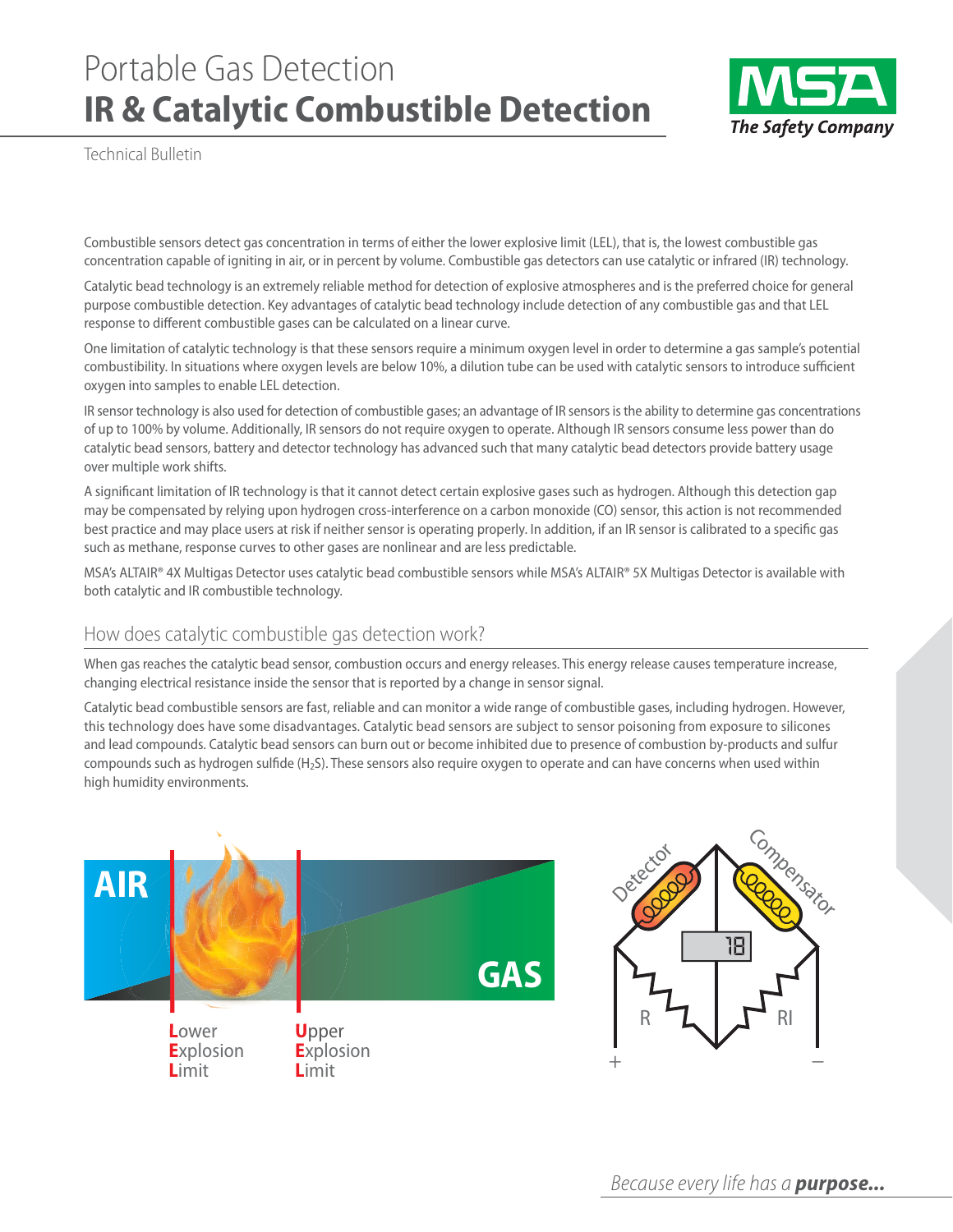# Portable Gas Detection
# IR & Catalytic Combustible Detection

Technical Bulletin

Combustible sensors detect gas concentration in terms of either the lower explosive limit (LEL), that is, the lowest combustible gas concentration capable of igniting in air, or in percent by volume. Combustible gas detectors can use catalytic or infrared (IR) technology.

Catalytic bead technology is an extremely reliable method for detection of explosive atmospheres and is the preferred choice for general purpose combustible detection. Key advantages of catalytic bead technology include detection of any combustible gas and that LEL response to different combustible gases can be calculated on a linear curve.

One limitation of catalytic technology is that these sensors require a minimum oxygen level in order to determine a gas sample's potential combustibility. In situations where oxygen levels are below 10%, a dilution tube can be used with catalytic sensors to introduce sufficient oxygen into samples to enable LEL detection.

IR sensor technology is also used for detection of combustible gases; an advantage of IR sensors is the ability to determine gas concentrations of up to 100% by volume. Additionally, IR sensors do not require oxygen to operate. Although IR sensors consume less power than do catalytic bead sensors, battery and detector technology has advanced such that many catalytic bead detectors provide battery usage over multiple work shifts.

A significant limitation of IR technology is that it cannot detect certain explosive gases such as hydrogen. Although this detection gap may be compensated by relying upon hydrogen cross-interference on a carbon monoxide (CO) sensor, this action is not recommended best practice and may place users at risk if neither sensor is operating properly. In addition, if an IR sensor is calibrated to a specific gas such as methane, response curves to other gases are nonlinear and are less predictable.

MSA's ALTAIR® 4X Multigas Detector uses catalytic bead combustible sensors while MSA's ALTAIR® 5X Multigas Detector is available with both catalytic and IR combustible technology.

## How does catalytic combustible gas detection work?

When gas reaches the catalytic bead sensor, combustion occurs and energy releases. This energy release causes temperature increase, changing electrical resistance inside the sensor that is reported by a change in sensor signal.

Catalytic bead combustible sensors are fast, reliable and can monitor a wide range of combustible gases, including hydrogen. However, this technology does have some disadvantages. Catalytic bead sensors are subject to sensor poisoning from exposure to silicones and lead compounds. Catalytic bead sensors can burn out or become inhibited due to presence of combustion by-products and sulfur compounds such as hydrogen sulfide ($H_2S$). These sensors also require oxygen to operate and can have concerns when used within high humidity environments.

AIR — GAS

**L**ower **E**xplosion **L**imit | **U**pper **E**xplosion **L**imit

Detector — Compensator — R — RI — + — −

*Because every life has a* ***purpose...***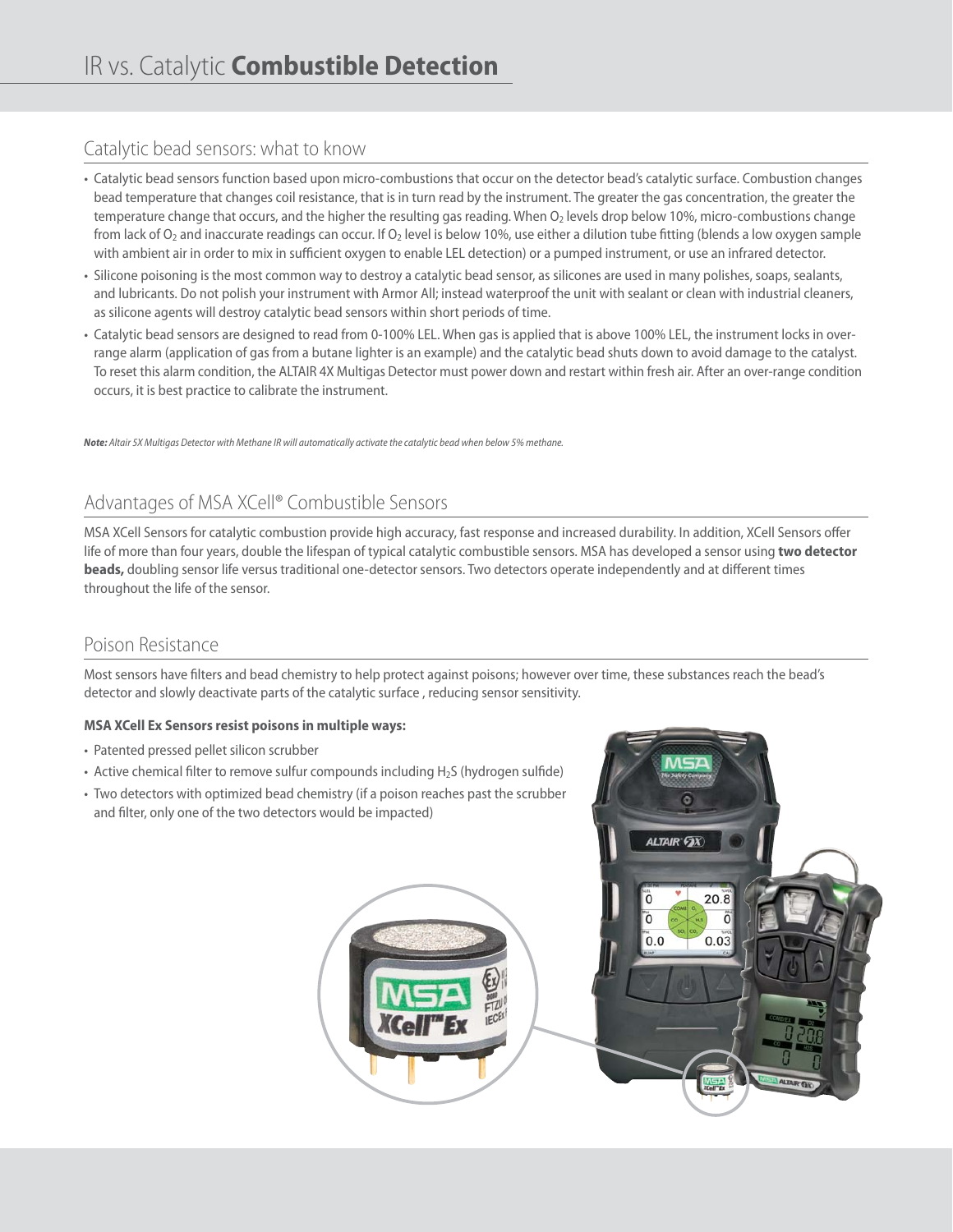# IR vs. Catalytic **Combustible Detection**

## Catalytic bead sensors: what to know

- Catalytic bead sensors function based upon micro-combustions that occur on the detector bead's catalytic surface. Combustion changes bead temperature that changes coil resistance, that is in turn read by the instrument. The greater the gas concentration, the greater the temperature change that occurs, and the higher the resulting gas reading. When $O_2$ levels drop below 10%, micro-combustions change from lack of $O_2$ and inaccurate readings can occur. If $O_2$ level is below 10%, use either a dilution tube fitting (blends a low oxygen sample with ambient air in order to mix in sufficient oxygen to enable LEL detection) or a pumped instrument, or use an infrared detector.
- Silicone poisoning is the most common way to destroy a catalytic bead sensor, as silicones are used in many polishes, soaps, sealants, and lubricants. Do not polish your instrument with Armor All; instead waterproof the unit with sealant or clean with industrial cleaners, as silicone agents will destroy catalytic bead sensors within short periods of time.
- Catalytic bead sensors are designed to read from 0-100% LEL. When gas is applied that is above 100% LEL, the instrument locks in over-range alarm (application of gas from a butane lighter is an example) and the catalytic bead shuts down to avoid damage to the catalyst. To reset this alarm condition, the ALTAIR 4X Multigas Detector must power down and restart within fresh air. After an over-range condition occurs, it is best practice to calibrate the instrument.

***Note:*** *Altair 5X Multigas Detector with Methane IR will automatically activate the catalytic bead when below 5% methane.*

## Advantages of MSA XCell® Combustible Sensors

MSA XCell Sensors for catalytic combustion provide high accuracy, fast response and increased durability. In addition, XCell Sensors offer life of more than four years, double the lifespan of typical catalytic combustible sensors. MSA has developed a sensor using **two detector beads,** doubling sensor life versus traditional one-detector sensors. Two detectors operate independently and at different times throughout the life of the sensor.

## Poison Resistance

Most sensors have filters and bead chemistry to help protect against poisons; however over time, these substances reach the bead's detector and slowly deactivate parts of the catalytic surface , reducing sensor sensitivity.

**MSA XCell Ex Sensors resist poisons in multiple ways:**

- Patented pressed pellet silicon scrubber
- Active chemical filter to remove sulfur compounds including $H_2S$ (hydrogen sulfide)
- Two detectors with optimized bead chemistry (if a poison reaches past the scrubber and filter, only one of the two detectors would be impacted)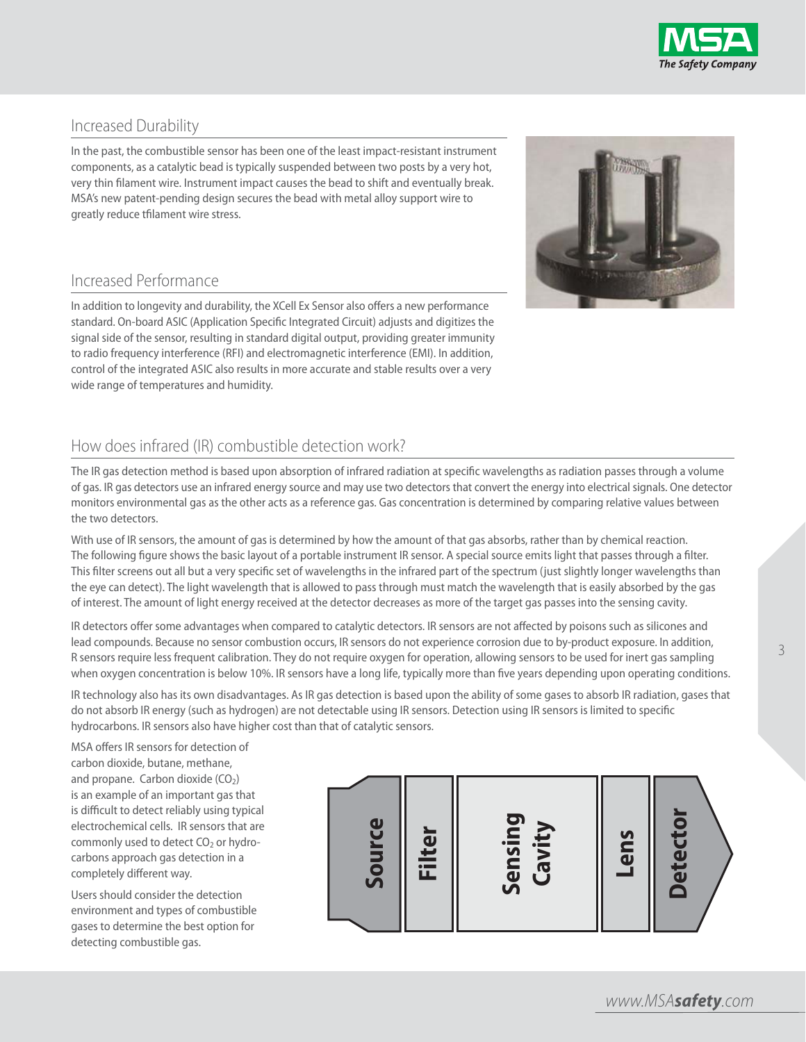## Increased Durability

In the past, the combustible sensor has been one of the least impact-resistant instrument components, as a catalytic bead is typically suspended between two posts by a very hot, very thin filament wire. Instrument impact causes the bead to shift and eventually break. MSA's new patent-pending design secures the bead with metal alloy support wire to greatly reduce tfilament wire stress.

## Increased Performance

In addition to longevity and durability, the XCell Ex Sensor also offers a new performance standard. On-board ASIC (Application Specific Integrated Circuit) adjusts and digitizes the signal side of the sensor, resulting in standard digital output, providing greater immunity to radio frequency interference (RFI) and electromagnetic interference (EMI). In addition, control of the integrated ASIC also results in more accurate and stable results over a very wide range of temperatures and humidity.

## How does infrared (IR) combustible detection work?

The IR gas detection method is based upon absorption of infrared radiation at specific wavelengths as radiation passes through a volume of gas. IR gas detectors use an infrared energy source and may use two detectors that convert the energy into electrical signals. One detector monitors environmental gas as the other acts as a reference gas. Gas concentration is determined by comparing relative values between the two detectors.

With use of IR sensors, the amount of gas is determined by how the amount of that gas absorbs, rather than by chemical reaction. The following figure shows the basic layout of a portable instrument IR sensor. A special source emits light that passes through a filter. This filter screens out all but a very specific set of wavelengths in the infrared part of the spectrum (just slightly longer wavelengths than the eye can detect). The light wavelength that is allowed to pass through must match the wavelength that is easily absorbed by the gas of interest. The amount of light energy received at the detector decreases as more of the target gas passes into the sensing cavity.

IR detectors offer some advantages when compared to catalytic detectors. IR sensors are not affected by poisons such as silicones and lead compounds. Because no sensor combustion occurs, IR sensors do not experience corrosion due to by-product exposure. In addition, R sensors require less frequent calibration. They do not require oxygen for operation, allowing sensors to be used for inert gas sampling when oxygen concentration is below 10%. IR sensors have a long life, typically more than five years depending upon operating conditions.

IR technology also has its own disadvantages. As IR gas detection is based upon the ability of some gases to absorb IR radiation, gases that do not absorb IR energy (such as hydrogen) are not detectable using IR sensors. Detection using IR sensors is limited to specific hydrocarbons. IR sensors also have higher cost than that of catalytic sensors.

MSA offers IR sensors for detection of carbon dioxide, butane, methane, and propane. Carbon dioxide ($CO_2$) is an example of an important gas that is difficult to detect reliably using typical electrochemical cells. IR sensors that are commonly used to detect $CO_2$ or hydrocarbons approach gas detection in a completely different way.

Users should consider the detection environment and types of combustible gases to determine the best option for detecting combustible gas.

Source | Filter | Sensing Cavity | Lens | Detector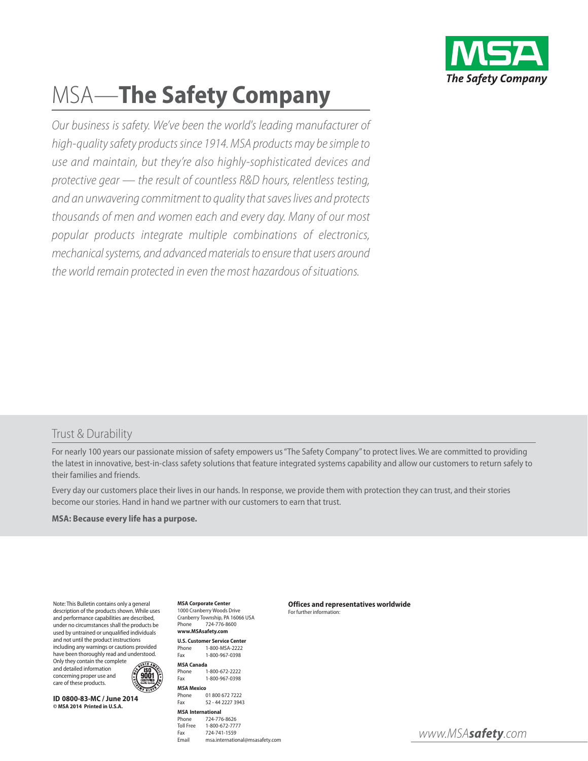# MSA—**The Safety Company**

*Our business is safety. We've been the world's leading manufacturer of high-quality safety products since 1914. MSA products may be simple to use and maintain, but they're also highly-sophisticated devices and protective gear — the result of countless R&D hours, relentless testing, and an unwavering commitment to quality that saves lives and protects thousands of men and women each and every day. Many of our most popular products integrate multiple combinations of electronics, mechanical systems, and advanced materials to ensure that users around the world remain protected in even the most hazardous of situations.*

## Trust & Durability

For nearly 100 years our passionate mission of safety empowers us "The Safety Company" to protect lives. We are committed to providing the latest in innovative, best-in-class safety solutions that feature integrated systems capability and allow our customers to return safely to their families and friends.

Every day our customers place their lives in our hands. In response, we provide them with protection they can trust, and their stories become our stories. Hand in hand we partner with our customers to earn that trust.

**MSA: Because every life has a purpose.**

Note: This Bulletin contains only a general description of the products shown. While uses and performance capabilities are described, under no circumstances shall the products be used by untrained or unqualified individuals and not until the product instructions including any warnings or cautions provided have been thoroughly read and understood. Only they contain the complete and detailed information concerning proper use and care of these products.

**ID 0800-83-MC / June 2014**
**© MSA 2014 Printed in U.S.A.**

**MSA Corporate Center**
1000 Cranberry Woods Drive
Cranberry Township, PA 16066 USA
Phone 724-776-8600
**www.MSAsafety.com**

**U.S. Customer Service Center**
Phone 1-800-MSA-2222
Fax 1-800-967-0398

**MSA Canada**
Phone 1-800-672-2222
Fax 1-800-967-0398

**MSA Mexico**
Phone 01 800 672 7222
Fax 52 - 44 2227 3943

**MSA International**
Phone 724-776-8626
Toll Free 1-800-672-7777
Fax 724-741-1559
Email msa.international@msasafety.com

**Offices and representatives worldwide**
For further information:

www.MSA***safety***.com